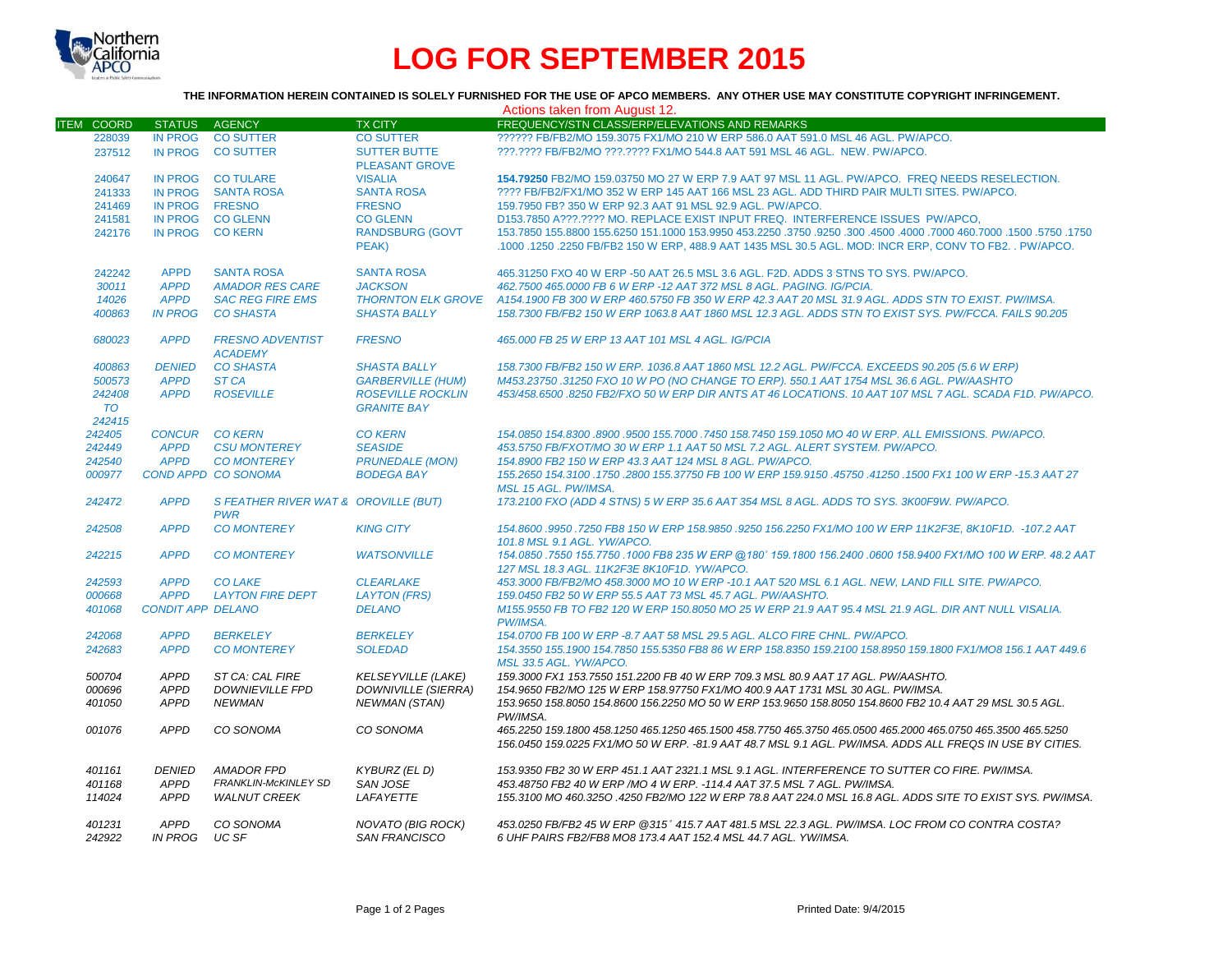# LOG FOR SEPTEMBER 2015

**THE INFORMATION HEREIN CONTAINED IS SOLELY FURNISHED FOR THE USE OF APCO MEMBERS. ANY OTHER USE MAY CONSTITUTE COPYRIGHT INFRINGEMENT.**

Actions taken from August 12.

| ITEM | COORD | STATUS | AGENCY | TX CITY | FREQUENCY/STN CLASS/ERP/ELEVATIONS AND REMARKS |
|---|---|---|---|---|---|
| | 228039 | IN PROG | CO SUTTER | CO SUTTER | ?????? FB/FB2/MO 159.3075 FX1/MO 210 W ERP 586.0 AAT 591.0 MSL 46 AGL. PW/APCO. |
| | 237512 | IN PROG | CO SUTTER | SUTTER BUTTE PLEASANT GROVE | ???.???? FB/FB2/MO ???.???? FX1/MO 544.8 AAT 591 MSL 46 AGL. NEW. PW/APCO. |
| | 240647 | IN PROG | CO TULARE | VISALIA | **154.79250** FB2/MO 159.03750 MO 27 W ERP 7.9 AAT 97 MSL 11 AGL. PW/APCO. FREQ NEEDS RESELECTION. |
| | 241333 | IN PROG | SANTA ROSA | SANTA ROSA | ???? FB/FB2/FX1/MO 352 W ERP 145 AAT 166 MSL 23 AGL. ADD THIRD PAIR MULTI SITES. PW/APCO. |
| | 241469 | IN PROG | FRESNO | FRESNO | 159.7950 FB? 350 W ERP 92.3 AAT 91 MSL 92.9 AGL. PW/APCO. |
| | 241581 | IN PROG | CO GLENN | CO GLENN | D153.7850 A???.???? MO. REPLACE EXIST INPUT FREQ. INTERFERENCE ISSUES PW/APCO, |
| | 242176 | IN PROG | CO KERN | RANDSBURG (GOVT PEAK) | 153.7850 155.8800 155.6250 151.1000 153.9950 453.2250 .3750 .9250 .300 .4500 .4000 .7000 460.7000 .1500 .5750 .1750 .1000 .1250 .2250 FB/FB2 150 W ERP, 488.9 AAT 1435 MSL 30.5 AGL. MOD: INCR ERP, CONV TO FB2. . PW/APCO. |
| | 242242 | APPD | SANTA ROSA | SANTA ROSA | 465.31250 FXO 40 W ERP -50 AAT 26.5 MSL 3.6 AGL. F2D. ADDS 3 STNS TO SYS. PW/APCO. |
| | *30011* | *APPD* | *AMADOR RES CARE* | *JACKSON* | *462.7500 465.0000 FB 6 W ERP -12 AAT 372 MSL 8 AGL. PAGING. IG/PCIA.* |
| | *14026* | *APPD* | *SAC REG FIRE EMS* | *THORNTON ELK GROVE* | *A154.1900 FB 300 W ERP 460.5750 FB 350 W ERP 42.3 AAT 20 MSL 31.9 AGL. ADDS STN TO EXIST. PW/IMSA.* |
| | *400863* | *IN PROG* | *CO SHASTA* | *SHASTA BALLY* | *158.7300 FB/FB2 150 W ERP 1063.8 AAT 1860 MSL 12.3 AGL. ADDS STN TO EXIST SYS. PW/FCCA. FAILS 90.205* |
| | *680023* | *APPD* | *FRESNO ADVENTIST ACADEMY* | *FRESNO* | *465.000 FB 25 W ERP 13 AAT 101 MSL 4 AGL. IG/PCIA* |
| | *400863* | *DENIED* | *CO SHASTA* | *SHASTA BALLY* | *158.7300 FB/FB2 150 W ERP. 1036.8 AAT 1860 MSL 12.2 AGL. PW/FCCA. EXCEEDS 90.205 (5.6 W ERP)* |
| | *500573* | *APPD* | *ST CA* | *GARBERVILLE (HUM)* | *M453.23750 .31250 FXO 10 W PO (NO CHANGE TO ERP). 550.1 AAT 1754 MSL 36.6 AGL. PW/AASHTO* |
| | *242408 TO 242415* | *APPD* | *ROSEVILLE* | *ROSEVILLE ROCKLIN GRANITE BAY* | *453/458.6500 .8250 FB2/FXO 50 W ERP DIR ANTS AT 46 LOCATIONS. 10 AAT 107 MSL 7 AGL. SCADA F1D. PW/APCO.* |
| | *242405* | *CONCUR* | *CO KERN* | *CO KERN* | *154.0850 154.8300 .8900 .9500 155.7000 .7450 158.7450 159.1050 MO 40 W ERP. ALL EMISSIONS. PW/APCO.* |
| | *242449* | *APPD* | *CSU MONTEREY* | *SEASIDE* | *453.5750 FB/FXOT/MO 30 W ERP 1.1 AAT 50 MSL 7.2 AGL. ALERT SYSTEM. PW/APCO.* |
| | *242540* | *APPD* | *CO MONTEREY* | *PRUNEDALE (MON)* | *154.8900 FB2 150 W ERP 43.3 AAT 124 MSL 8 AGL. PW/APCO.* |
| | *000977* | *COND APPD* | *CO SONOMA* | *BODEGA BAY* | *155.2650 154.3100 .1750 .2800 155.37750 FB 100 W ERP 159.9150 .45750 .41250 .1500 FX1 100 W ERP -15.3 AAT 27 MSL 15 AGL. PW/IMSA.* |
| | *242472* | *APPD* | *S FEATHER RIVER WAT & PWR* | *OROVILLE (BUT)* | *173.2100 FXO (ADD 4 STNS) 5 W ERP 35.6 AAT 354 MSL 8 AGL. ADDS TO SYS. 3K00F9W. PW/APCO.* |
| | *242508* | *APPD* | *CO MONTEREY* | *KING CITY* | *154.8600 .9950 .7250 FB8 150 W ERP 158.9850 .9250 156.2250 FX1/MO 100 W ERP 11K2F3E, 8K10F1D. -107.2 AAT 101.8 MSL 9.1 AGL. YW/APCO.* |
| | *242215* | *APPD* | *CO MONTEREY* | *WATSONVILLE* | *154.0850 .7550 155.7750 .1000 FB8 235 W ERP @180° 159.1800 156.2400 .0600 158.9400 FX1/MO 100 W ERP. 48.2 AAT 127 MSL 18.3 AGL. 11K2F3E 8K10F1D. YW/APCO.* |
| | *242593* | *APPD* | *CO LAKE* | *CLEARLAKE* | *453.3000 FB/FB2/MO 458.3000 MO 10 W ERP -10.1 AAT 520 MSL 6.1 AGL. NEW, LAND FILL SITE. PW/APCO.* |
| | *000668* | *APPD* | *LAYTON FIRE DEPT* | *LAYTON (FRS)* | *159.0450 FB2 50 W ERP 55.5 AAT 73 MSL 45.7 AGL. PW/AASHTO.* |
| | *401068* | *CONDIT APP* | *DELANO* | *DELANO* | *M155.9550 FB TO FB2 120 W ERP 150.8050 MO 25 W ERP 21.9 AAT 95.4 MSL 21.9 AGL. DIR ANT NULL VISALIA. PW/IMSA.* |
| | *242068* | *APPD* | *BERKELEY* | *BERKELEY* | *154.0700 FB 100 W ERP -8.7 AAT 58 MSL 29.5 AGL. ALCO FIRE CHNL. PW/APCO.* |
| | *242683* | *APPD* | *CO MONTEREY* | *SOLEDAD* | *154.3550 155.1900 154.7850 155.5350 FB8 86 W ERP 158.8350 159.2100 158.8950 159.1800 FX1/MO8 156.1 AAT 449.6 MSL 33.5 AGL. YW/APCO.* |
| | *500704* | *APPD* | *ST CA: CAL FIRE* | *KELSEYVILLE (LAKE)* | *159.3000 FX1 153.7550 151.2200 FB 40 W ERP 709.3 MSL 80.9 AAT 17 AGL. PW/AASHTO.* |
| | *000696* | *APPD* | *DOWNIEVILLE FPD* | *DOWNIVILLE (SIERRA)* | *154.9650 FB2/MO 125 W ERP 158.97750 FX1/MO 400.9 AAT 1731 MSL 30 AGL. PW/IMSA.* |
| | *401050* | *APPD* | *NEWMAN* | *NEWMAN (STAN)* | *153.9650 158.8050 154.8600 156.2250 MO 50 W ERP 153.9650 158.8050 154.8600 FB2 10.4 AAT 29 MSL 30.5 AGL. PW/IMSA.* |
| | *001076* | *APPD* | *CO SONOMA* | *CO SONOMA* | *465.2250 159.1800 458.1250 465.1250 465.1500 458.7750 465.3750 465.0500 465.2000 465.0750 465.3500 465.5250 156.0450 159.0225 FX1/MO 50 W ERP. -81.9 AAT 48.7 MSL 9.1 AGL. PW/IMSA. ADDS ALL FREQS IN USE BY CITIES.* |
| | *401161* | *DENIED* | *AMADOR FPD* | *KYBURZ (EL D)* | *153.9350 FB2 30 W ERP 451.1 AAT 2321.1 MSL 9.1 AGL. INTERFERENCE TO SUTTER CO FIRE. PW/IMSA.* |
| | *401168* | *APPD* | *FRANKLIN-McKINLEY SD* | *SAN JOSE* | *453.48750 FB2 40 W ERP /MO 4 W ERP. -114.4 AAT 37.5 MSL 7 AGL. PW/IMSA.* |
| | *114024* | *APPD* | *WALNUT CREEK* | *LAFAYETTE* | *155.3100 MO 460.325O .4250 FB2/MO 122 W ERP 78.8 AAT 224.0 MSL 16.8 AGL. ADDS SITE TO EXIST SYS. PW/IMSA.* |
| | *401231* | *APPD* | *CO SONOMA* | *NOVATO (BIG ROCK)* | *453.0250 FB/FB2 45 W ERP @315° 415.7 AAT 481.5 MSL 22.3 AGL. PW/IMSA. LOC FROM CO CONTRA COSTA?* |
| | *242922* | *IN PROG* | *UC SF* | *SAN FRANCISCO* | *6 UHF PAIRS FB2/FB8 MO8 173.4 AAT 152.4 MSL 44.7 AGL. YW/IMSA.* |

Printed Date: 9/4/2015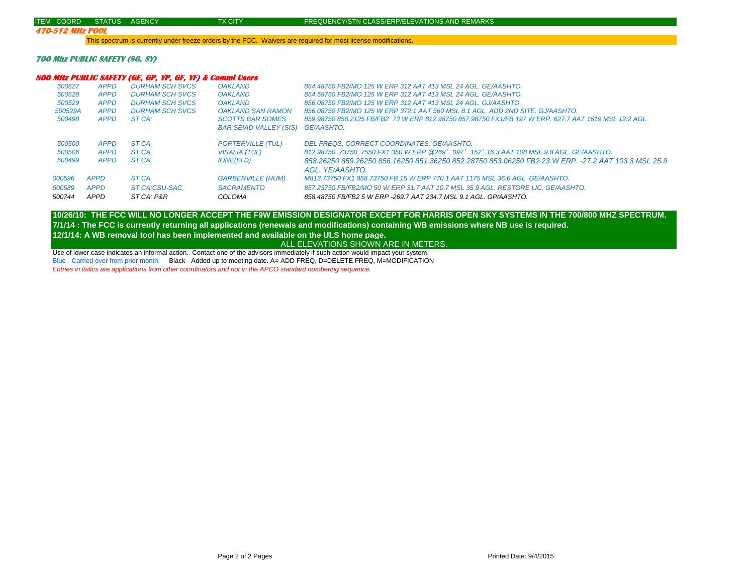| ITEM | COORD | STATUS | AGENCY | TX CITY | FREQUENCY/STN CLASS/ERP/ELEVATIONS AND REMARKS |
|---|---|---|---|---|---|

***470-512 MHz POOL***

This spectrum is currently under freeze orders by the FCC. Waivers are required for most license modifications.

***700 Mhz PUBLIC SAFETY (SG, SY)***

***800 MHz PUBLIC SAFETY (GE, GP, YP, GF, YF) & Comml Users***

| ITEM | STATUS | AGENCY | TX CITY | FREQUENCY/STN CLASS/ERP/ELEVATIONS AND REMARKS |
|---|---|---|---|---|
| *500527* | *APPD* | *DURHAM SCH SVCS* | *OAKLAND* | *854.48750 FB2/MO 125 W ERP 312 AAT 413 MSL 24 AGL. GE/AASHTO.* |
| *500528* | *APPD* | *DURHAM SCH SVCS* | *OAKLAND* | *854.58750 FB2/MO 125 W ERP 312 AAT 413 MSL 24 AGL. GE/AASHTO.* |
| *500529* | *APPD* | *DURHAM SCH SVCS* | *OAKLAND* | *856.08750 FB2/MO 125 W ERP 312 AAT 413 MSL 24 AGL. GJ/AASHTO.* |
| *500529A* | *APPD* | *DURHAM SCH SVCS* | *OAKLAND SAN RAMON* | *856.08750 FB2/MO 125 W ERP 372.1 AAT 560 MSL 8.1 AGL. ADD 2ND SITE. GJ/AASHTO.* |
| *500498* | *APPD* | *ST CA:* | *SCOTTS BAR SOMES BAR SEIAD VALLEY (SIS)* | *859.98750 856.2125 FB/FB2 73 W ERP 812.98750 857.98750 FX1/FB 197 W ERP. 627.7 AAT 1619 MSL 12.2 AGL. GE/AASHTO.* |
| *500500* | *APPD* | *ST CA* | *PORTERVILLE (TUL)* | *DEL FREQS, CORRECT COORDINATES. GE/AASHTO.* |
| *500506* | *APPD* | *ST CA* | *VISALIA (TUL)* | *812.98750 .73750 .7550 FX1 350 W ERP @269˚. 097˚. 152˚.16.3 AAT 108 MSL 9.8 AGL. GE/AASHTO.* |
| *500499* | *APPD* | *ST CA* | *IONE(El D)* | *858.26250 859.26250 856.16250 851.36250 852.28750 853.06250 FB2 23 W ERP. -27.2 AAT 103.3 MSL 25.9 AGL. YE/AASHTO.* |
| *000596* | *APPD* | *ST CA* | *GARBERVILLE (HUM)* | *M813.73750 FX1 858.73750 FB 15 W ERP 770.1 AAT 1175 MSL 36.6 AGL. GE/AASHTO.* |
| *500589* | *APPD* | *ST CA:CSU-SAC* | *SACRAMENTO* | *857.23750 FB/FB2/MO 50 W ERP 31.7 AAT 10.7 MSL 35.9 AGL. RESTORE LIC. GE/AASHTO.* |
| *500744* | *APPD* | *ST CA: P&R* | *COLOMA* | *858.48750 FB/FB2 5 W ERP -269.7 AAT 234.7 MSL 9.1 AGL. GP/AASHTO.* |

**10/26/10: THE FCC WILL NO LONGER ACCEPT THE F9W EMISSION DESIGNATOR EXCEPT FOR HARRIS OPEN SKY SYSTEMS IN THE 700/800 MHZ SPECTRUM.**
**7/1/14 : The FCC is currently returning all applications (renewals and modifications) containing WB emissions where NB use is required.**
**12/1/14: A WB removal tool has been implemented and available on the ULS home page.**

ALL ELEVATIONS SHOWN ARE IN METERS.

Use of lower case indicates an informal action. Contact one of the advisors immediately if such action would impact your system.

Blue - Carried over from prior month. Black - Added up to meeting date. A= ADD FREQ, D=DELETE FREQ, M=MODIFICATION

*Entries in italics are applications from other coordinators and not in the APCO standard numbering sequence.*

Printed Date: 9/4/2015